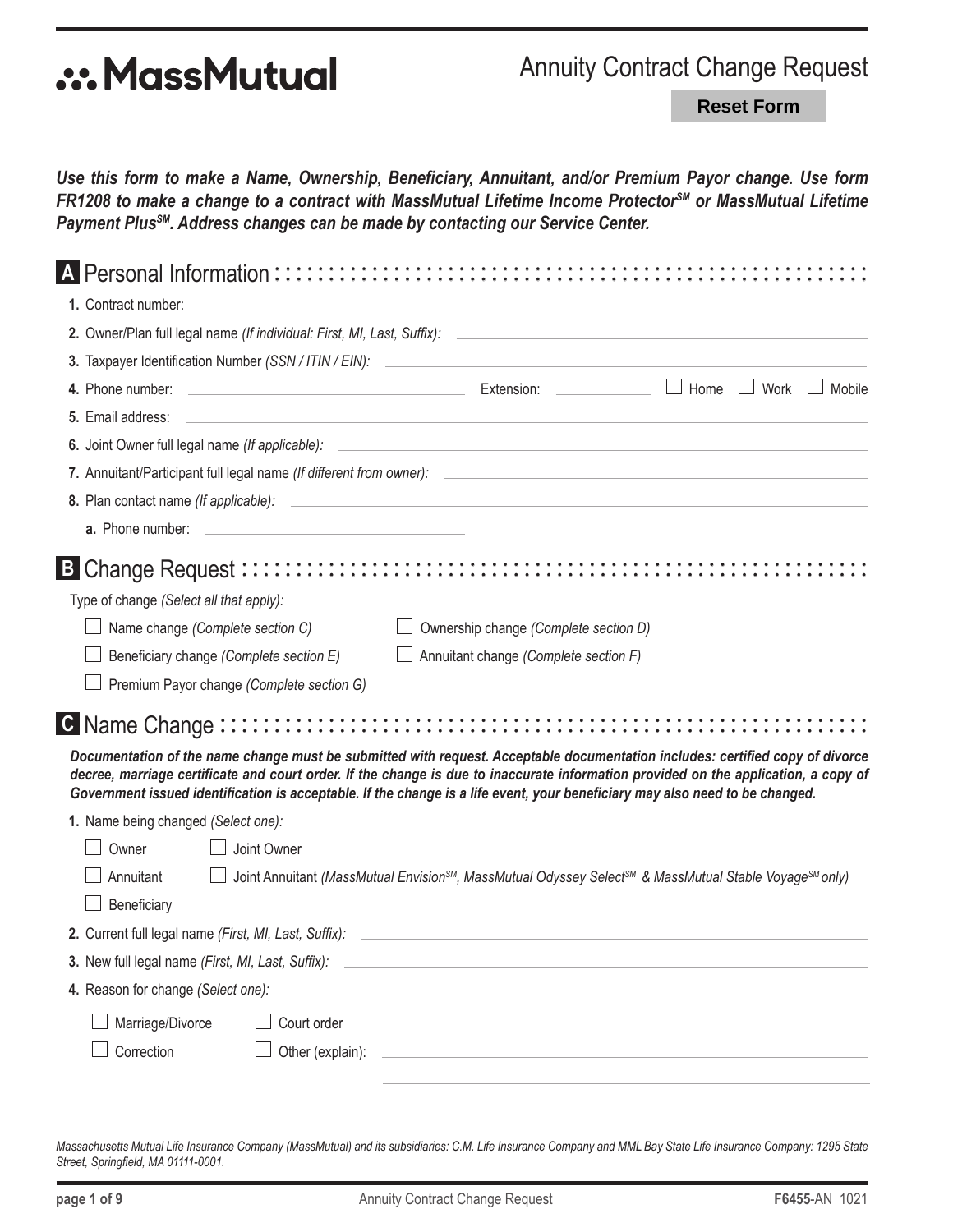# MassMutual

## Annuity Contract Change Request

Reset Form

***Use this form to make a Name, Ownership, Beneficiary, Annuitant, and/or Premium Payor change. Use form FR1208 to make a change to a contract with MassMutual Lifetime Income Protector℠ or MassMutual Lifetime Payment Plus℠. Address changes can be made by contacting our Service Center.***

## A Personal Information

1. Contract number: ______________________
2. Owner/Plan full legal name *(If individual: First, MI, Last, Suffix)*: ______________________
3. Taxpayer Identification Number *(SSN / ITIN / EIN)*: ______________________
4. Phone number: ______________________ Extension: __________ ☐ Home ☐ Work ☐ Mobile
5. Email address: ______________________
6. Joint Owner full legal name *(If applicable)*: ______________________
7. Annuitant/Participant full legal name *(If different from owner)*: ______________________
8. Plan contact name *(If applicable)*: ______________________
   - a. Phone number: ______________________

## B Change Request

Type of change *(Select all that apply)*:

- ☐ Name change *(Complete section C)*
- ☐ Ownership change *(Complete section D)*
- ☐ Beneficiary change *(Complete section E)*
- ☐ Annuitant change *(Complete section F)*
- ☐ Premium Payor change *(Complete section G)*

## C Name Change

***Documentation of the name change must be submitted with request. Acceptable documentation includes: certified copy of divorce decree, marriage certificate and court order. If the change is due to inaccurate information provided on the application, a copy of Government issued identification is acceptable. If the change is a life event, your beneficiary may also need to be changed.***

1. Name being changed *(Select one)*:
   - ☐ Owner
   - ☐ Joint Owner
   - ☐ Annuitant
   - ☐ Joint Annuitant *(MassMutual Envision℠, MassMutual Odyssey Select℠ & MassMutual Stable Voyage℠ only)*
   - ☐ Beneficiary
2. Current full legal name *(First, MI, Last, Suffix)*: ______________________
3. New full legal name *(First, MI, Last, Suffix)*: ______________________
4. Reason for change *(Select one)*:
   - ☐ Marriage/Divorce
   - ☐ Court order
   - ☐ Correction
   - ☐ Other (explain): ______________________

*Massachusetts Mutual Life Insurance Company (MassMutual) and its subsidiaries: C.M. Life Insurance Company and MML Bay State Life Insurance Company: 1295 State Street, Springfield, MA 01111-0001.*

**F6455**-AN 1021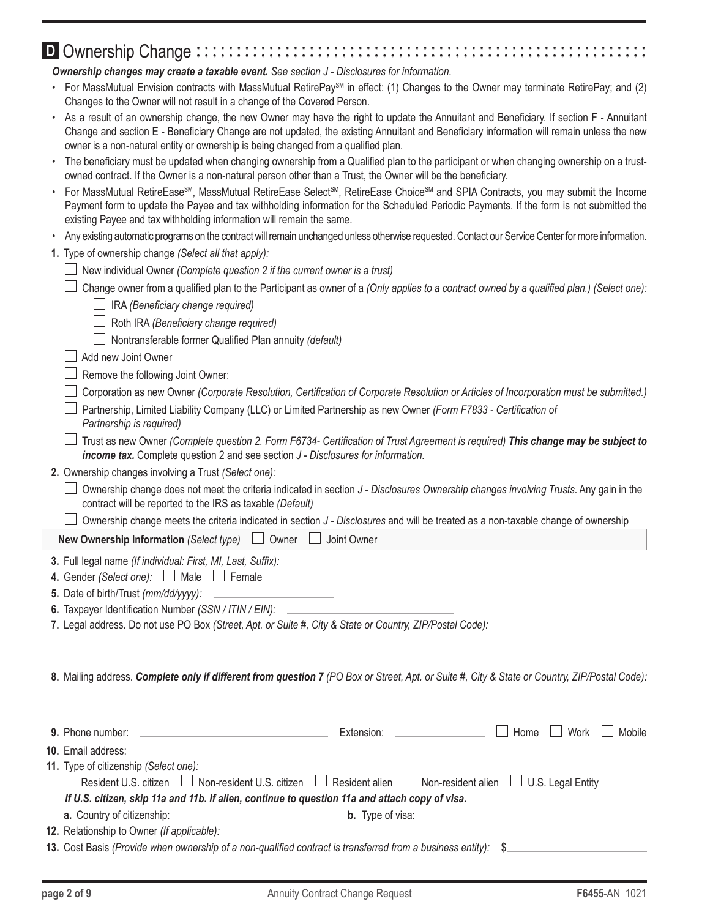## D Ownership Change

***Ownership changes may create a taxable event.*** *See section J - Disclosures for information.*

- For MassMutual Envision contracts with MassMutual RetirePay[SM] in effect: (1) Changes to the Owner may terminate RetirePay; and (2) Changes to the Owner will not result in a change of the Covered Person.
- As a result of an ownership change, the new Owner may have the right to update the Annuitant and Beneficiary. If section F - Annuitant Change and section E - Beneficiary Change are not updated, the existing Annuitant and Beneficiary information will remain unless the new owner is a non-natural entity or ownership is being changed from a qualified plan.
- The beneficiary must be updated when changing ownership from a Qualified plan to the participant or when changing ownership on a trust-owned contract. If the Owner is a non-natural person other than a Trust, the Owner will be the beneficiary.
- For MassMutual RetireEase[SM], MassMutual RetireEase Select[SM], RetireEase Choice[SM] and SPIA Contracts, you may submit the Income Payment form to update the Payee and tax withholding information for the Scheduled Periodic Payments. If the form is not submitted the existing Payee and tax withholding information will remain the same.
- Any existing automatic programs on the contract will remain unchanged unless otherwise requested. Contact our Service Center for more information.

**1.** Type of ownership change *(Select all that apply):*

- ☐ New individual Owner *(Complete question 2 if the current owner is a trust)*
- ☐ Change owner from a qualified plan to the Participant as owner of a *(Only applies to a contract owned by a qualified plan.) (Select one):*
  - ☐ IRA *(Beneficiary change required)*
  - ☐ Roth IRA *(Beneficiary change required)*
  - ☐ Nontransferable former Qualified Plan annuity *(default)*
- ☐ Add new Joint Owner
- ☐ Remove the following Joint Owner: ______________________
- ☐ Corporation as new Owner *(Corporate Resolution, Certification of Corporate Resolution or Articles of Incorporation must be submitted.)*
- ☐ Partnership, Limited Liability Company (LLC) or Limited Partnership as new Owner *(Form F7833 - Certification of Partnership is required)*
- ☐ Trust as new Owner *(Complete question 2. Form F6734- Certification of Trust Agreement is required)* ***This change may be subject to income tax.*** Complete question 2 and see section *J - Disclosures for information.*

**2.** Ownership changes involving a Trust *(Select one):*

- ☐ Ownership change does not meet the criteria indicated in section *J - Disclosures Ownership changes involving Trusts*. Any gain in the contract will be reported to the IRS as taxable *(Default)*
- ☐ Ownership change meets the criteria indicated in section *J - Disclosures* and will be treated as a non-taxable change of ownership

**New Ownership Information** *(Select type)* ☐ Owner ☐ Joint Owner

**3.** Full legal name *(If individual: First, MI, Last, Suffix):* ______________________

**4.** Gender *(Select one):* ☐ Male ☐ Female

**5.** Date of birth/Trust *(mm/dd/yyyy):* ______________________

**6.** Taxpayer Identification Number *(SSN / ITIN / EIN):* ______________________

**7.** Legal address. Do not use PO Box *(Street, Apt. or Suite #, City & State or Country, ZIP/Postal Code):*

______________________

**8.** Mailing address. ***Complete only if different from question 7*** *(PO Box or Street, Apt. or Suite #, City & State or Country, ZIP/Postal Code):*

______________________

**9.** Phone number: ______________________ Extension: ____________ ☐ Home ☐ Work ☐ Mobile

**10.** Email address: ______________________

**11.** Type of citizenship *(Select one):*

☐ Resident U.S. citizen ☐ Non-resident U.S. citizen ☐ Resident alien ☐ Non-resident alien ☐ U.S. Legal Entity

***If U.S. citizen, skip 11a and 11b. If alien, continue to question 11a and attach copy of visa.***

**a.** Country of citizenship: ______________________ **b.** Type of visa: ______________________

**12.** Relationship to Owner *(If applicable):* ______________________

**13.** Cost Basis *(Provide when ownership of a non-qualified contract is transferred from a business entity):* $______________________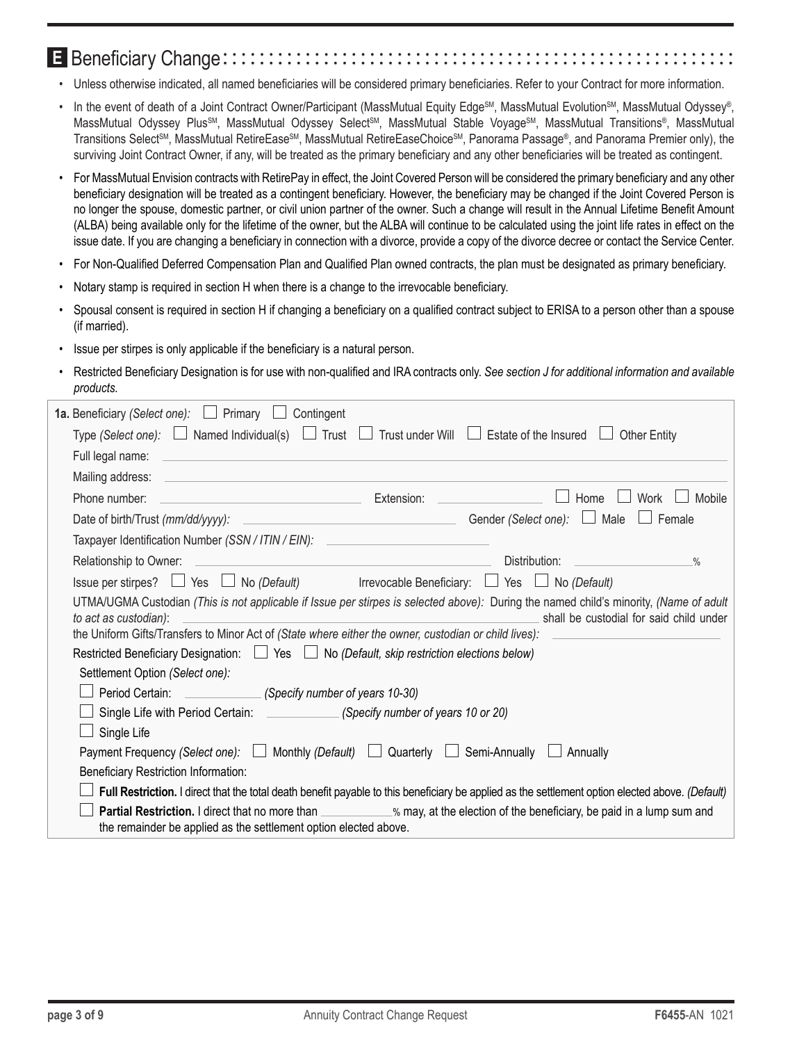## E Beneficiary Change

- Unless otherwise indicated, all named beneficiaries will be considered primary beneficiaries. Refer to your Contract for more information.
- In the event of death of a Joint Contract Owner/Participant (MassMutual Equity Edge℠, MassMutual Evolution℠, MassMutual Odyssey®, MassMutual Odyssey Plus℠, MassMutual Odyssey Select℠, MassMutual Stable Voyage℠, MassMutual Transitions®, MassMutual Transitions Select℠, MassMutual RetireEase℠, MassMutual RetireEaseChoice℠, Panorama Passage®, and Panorama Premier only), the surviving Joint Contract Owner, if any, will be treated as the primary beneficiary and any other beneficiaries will be treated as contingent.
- For MassMutual Envision contracts with RetirePay in effect, the Joint Covered Person will be considered the primary beneficiary and any other beneficiary designation will be treated as a contingent beneficiary. However, the beneficiary may be changed if the Joint Covered Person is no longer the spouse, domestic partner, or civil union partner of the owner. Such a change will result in the Annual Lifetime Benefit Amount (ALBA) being available only for the lifetime of the owner, but the ALBA will continue to be calculated using the joint life rates in effect on the issue date. If you are changing a beneficiary in connection with a divorce, provide a copy of the divorce decree or contact the Service Center.
- For Non-Qualified Deferred Compensation Plan and Qualified Plan owned contracts, the plan must be designated as primary beneficiary.
- Notary stamp is required in section H when there is a change to the irrevocable beneficiary.
- Spousal consent is required in section H if changing a beneficiary on a qualified contract subject to ERISA to a person other than a spouse (if married).
- Issue per stirpes is only applicable if the beneficiary is a natural person.
- Restricted Beneficiary Designation is for use with non-qualified and IRA contracts only. *See section J for additional information and available products.*

**1a.** Beneficiary *(Select one):* ☐ Primary ☐ Contingent

Type *(Select one):* ☐ Named Individual(s) ☐ Trust ☐ Trust under Will ☐ Estate of the Insured ☐ Other Entity

Full legal name: ______________________________

Mailing address: ______________________________

Phone number: ____________________ Extension: __________ ☐ Home ☐ Work ☐ Mobile

Date of birth/Trust *(mm/dd/yyyy):* ____________________ Gender *(Select one):* ☐ Male ☐ Female

Taxpayer Identification Number *(SSN / ITIN / EIN):* ____________________

Relationship to Owner: ____________________ Distribution: __________%

Issue per stirpes? ☐ Yes ☐ No *(Default)* Irrevocable Beneficiary: ☐ Yes ☐ No *(Default)*

UTMA/UGMA Custodian *(This is not applicable if Issue per stirpes is selected above):* During the named child's minority, *(Name of adult to act as custodian)*: ____________________ shall be custodial for said child under the Uniform Gifts/Transfers to Minor Act of *(State where either the owner, custodian or child lives):* ____________________

Restricted Beneficiary Designation: ☐ Yes ☐ No *(Default, skip restriction elections below)*

Settlement Option *(Select one):*

☐ Period Certain: __________ *(Specify number of years 10-30)*

☐ Single Life with Period Certain: __________ *(Specify number of years 10 or 20)*

☐ Single Life

Payment Frequency *(Select one):* ☐ Monthly *(Default)* ☐ Quarterly ☐ Semi-Annually ☐ Annually

Beneficiary Restriction Information:

☐ **Full Restriction.** I direct that the total death benefit payable to this beneficiary be applied as the settlement option elected above. *(Default)*

☐ **Partial Restriction.** I direct that no more than __________% may, at the election of the beneficiary, be paid in a lump sum and the remainder be applied as the settlement option elected above.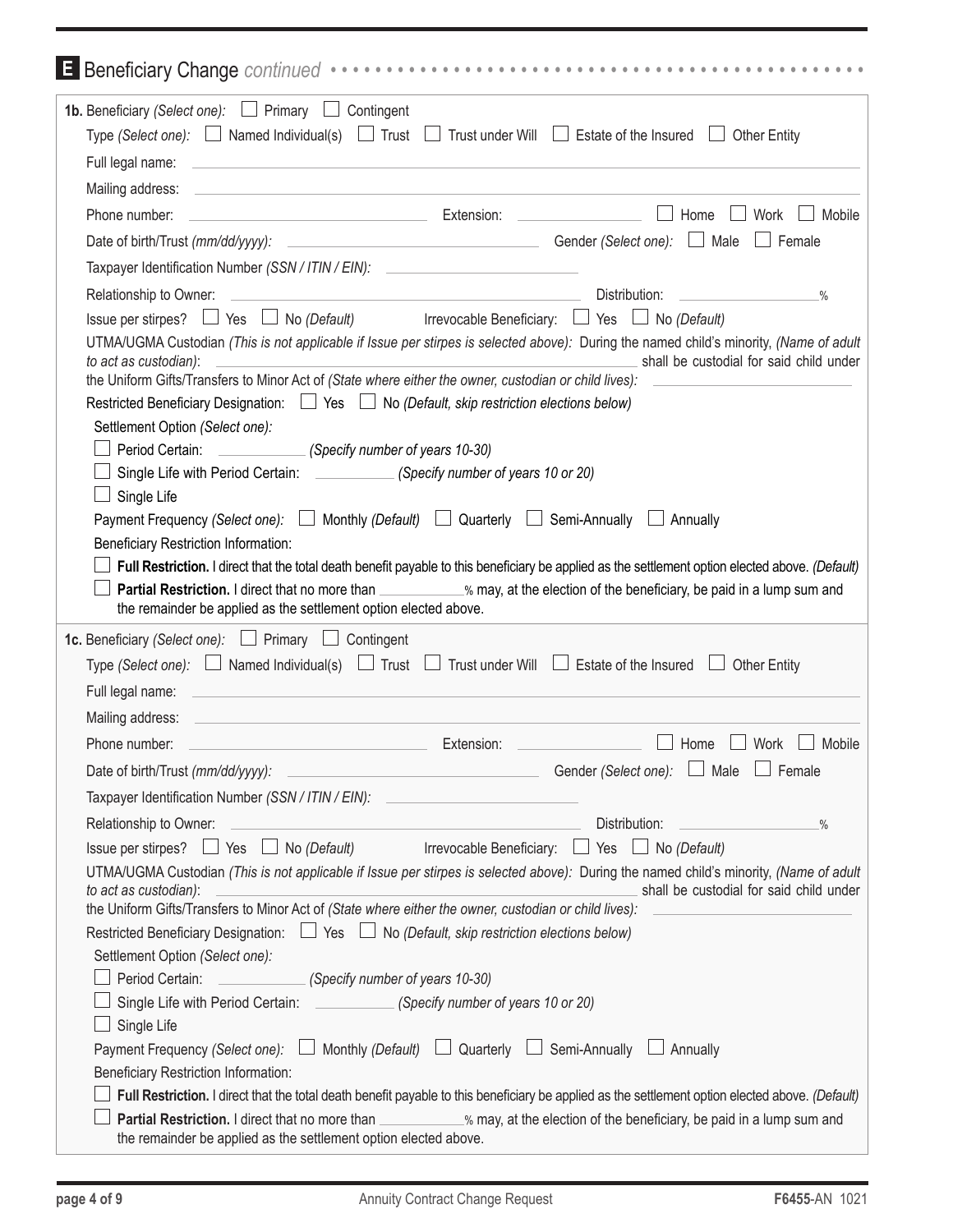## E Beneficiary Change *continued*

**1b.** Beneficiary *(Select one):* ☐ Primary ☐ Contingent

Type *(Select one):* ☐ Named Individual(s) ☐ Trust ☐ Trust under Will ☐ Estate of the Insured ☐ Other Entity

Full legal name: ______________________________

Mailing address: ______________________________

Phone number: ____________________ Extension: ______________ ☐ Home ☐ Work ☐ Mobile

Date of birth/Trust *(mm/dd/yyyy):* ____________________ Gender *(Select one):* ☐ Male ☐ Female

Taxpayer Identification Number *(SSN / ITIN / EIN):* ____________________

Relationship to Owner: ____________________ Distribution: ______________%

Issue per stirpes? ☐ Yes ☐ No *(Default)* Irrevocable Beneficiary: ☐ Yes ☐ No *(Default)*

UTMA/UGMA Custodian *(This is not applicable if Issue per stirpes is selected above):* During the named child's minority, *(Name of adult to act as custodian)*: ____________________ shall be custodial for said child under the Uniform Gifts/Transfers to Minor Act of *(State where either the owner, custodian or child lives):* ____________________

Restricted Beneficiary Designation: ☐ Yes ☐ No *(Default, skip restriction elections below)*

Settlement Option *(Select one):*

☐ Period Certain: __________ *(Specify number of years 10-30)*

☐ Single Life with Period Certain: __________ *(Specify number of years 10 or 20)*

☐ Single Life

Payment Frequency *(Select one):* ☐ Monthly *(Default)* ☐ Quarterly ☐ Semi-Annually ☐ Annually

Beneficiary Restriction Information:

☐ **Full Restriction.** I direct that the total death benefit payable to this beneficiary be applied as the settlement option elected above. *(Default)*

☐ **Partial Restriction.** I direct that no more than __________% may, at the election of the beneficiary, be paid in a lump sum and the remainder be applied as the settlement option elected above.

**1c.** Beneficiary *(Select one):* ☐ Primary ☐ Contingent

Type *(Select one):* ☐ Named Individual(s) ☐ Trust ☐ Trust under Will ☐ Estate of the Insured ☐ Other Entity

Full legal name: ______________________________

Mailing address: ______________________________

Phone number: ____________________ Extension: ______________ ☐ Home ☐ Work ☐ Mobile

Date of birth/Trust *(mm/dd/yyyy):* ____________________ Gender *(Select one):* ☐ Male ☐ Female

Taxpayer Identification Number *(SSN / ITIN / EIN):* ____________________

Relationship to Owner: ____________________ Distribution: ______________%

Issue per stirpes? ☐ Yes ☐ No *(Default)* Irrevocable Beneficiary: ☐ Yes ☐ No *(Default)*

UTMA/UGMA Custodian *(This is not applicable if Issue per stirpes is selected above):* During the named child's minority, *(Name of adult to act as custodian)*: ____________________ shall be custodial for said child under the Uniform Gifts/Transfers to Minor Act of *(State where either the owner, custodian or child lives):* ____________________

Restricted Beneficiary Designation: ☐ Yes ☐ No *(Default, skip restriction elections below)*

Settlement Option *(Select one):*

☐ Period Certain: __________ *(Specify number of years 10-30)*

☐ Single Life with Period Certain: __________ *(Specify number of years 10 or 20)*

☐ Single Life

Payment Frequency *(Select one):* ☐ Monthly *(Default)* ☐ Quarterly ☐ Semi-Annually ☐ Annually

Beneficiary Restriction Information:

☐ **Full Restriction.** I direct that the total death benefit payable to this beneficiary be applied as the settlement option elected above. *(Default)*

☐ **Partial Restriction.** I direct that no more than __________% may, at the election of the beneficiary, be paid in a lump sum and the remainder be applied as the settlement option elected above.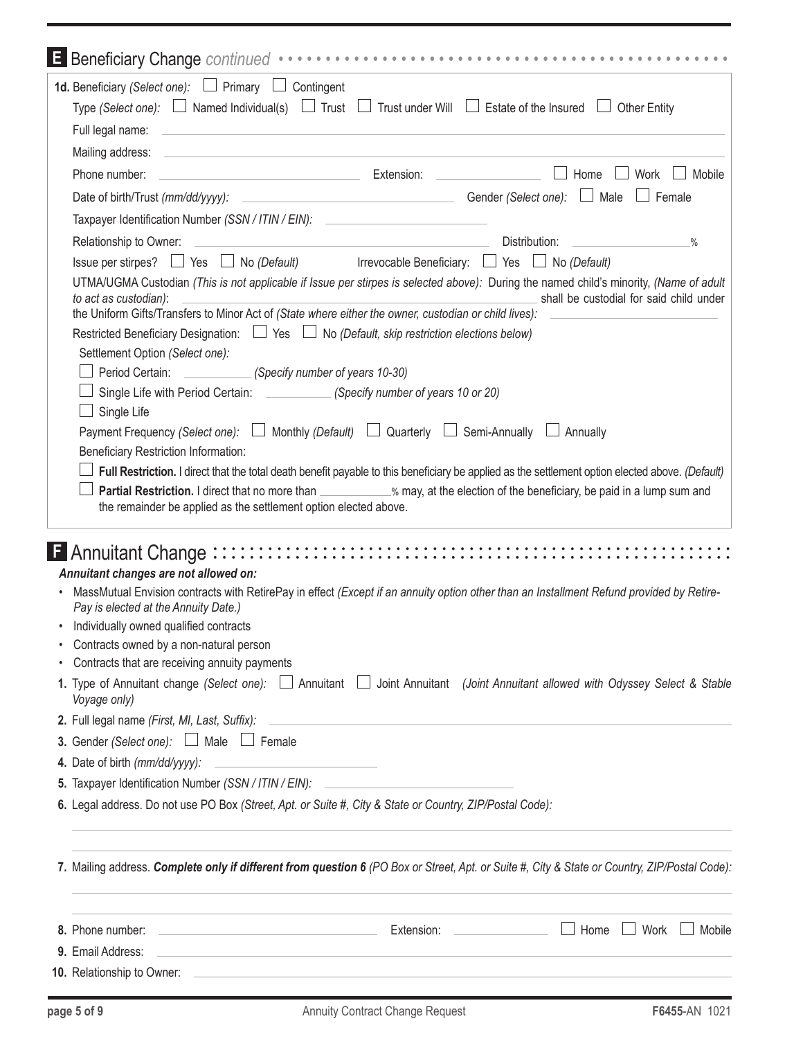## E Beneficiary Change *continued*

**1d.** Beneficiary *(Select one):* ☐ Primary ☐ Contingent

Type *(Select one):* ☐ Named Individual(s) ☐ Trust ☐ Trust under Will ☐ Estate of the Insured ☐ Other Entity

Full legal name: ______________________________

Mailing address: ______________________________

Phone number: ______________ Extension: ______________ ☐ Home ☐ Work ☐ Mobile

Date of birth/Trust *(mm/dd/yyyy):* ______________ Gender *(Select one):* ☐ Male ☐ Female

Taxpayer Identification Number *(SSN / ITIN / EIN):* ______________

Relationship to Owner: ______________ Distribution: ______________%

Issue per stirpes? ☐ Yes ☐ No *(Default)* Irrevocable Beneficiary: ☐ Yes ☐ No *(Default)*

UTMA/UGMA Custodian *(This is not applicable if Issue per stirpes is selected above):* During the named child's minority, *(Name of adult to act as custodian)*: ______________ shall be custodial for said child under the Uniform Gifts/Transfers to Minor Act of *(State where either the owner, custodian or child lives):* ______________

Restricted Beneficiary Designation: ☐ Yes ☐ No *(Default, skip restriction elections below)*

Settlement Option *(Select one):*

☐ Period Certain: __________ *(Specify number of years 10-30)*

☐ Single Life with Period Certain: __________ *(Specify number of years 10 or 20)*

☐ Single Life

Payment Frequency *(Select one):* ☐ Monthly *(Default)* ☐ Quarterly ☐ Semi-Annually ☐ Annually

Beneficiary Restriction Information:

☐ **Full Restriction.** I direct that the total death benefit payable to this beneficiary be applied as the settlement option elected above. *(Default)*

☐ **Partial Restriction.** I direct that no more than __________% may, at the election of the beneficiary, be paid in a lump sum and the remainder be applied as the settlement option elected above.

## F Annuitant Change

***Annuitant changes are not allowed on:***

- MassMutual Envision contracts with RetirePay in effect *(Except if an annuity option other than an Installment Refund provided by RetirePay is elected at the Annuity Date.)*
- Individually owned qualified contracts
- Contracts owned by a non-natural person
- Contracts that are receiving annuity payments

**1.** Type of Annuitant change *(Select one):* ☐ Annuitant ☐ Joint Annuitant *(Joint Annuitant allowed with Odyssey Select & Stable Voyage only)*

**2.** Full legal name *(First, MI, Last, Suffix):* ______________________________

**3.** Gender *(Select one):* ☐ Male ☐ Female

**4.** Date of birth *(mm/dd/yyyy):* ______________

**5.** Taxpayer Identification Number *(SSN / ITIN / EIN):* ______________

**6.** Legal address. Do not use PO Box *(Street, Apt. or Suite #, City & State or Country, ZIP/Postal Code):*

______________________________

______________________________

**7.** Mailing address. ***Complete only if different from question 6*** *(PO Box or Street, Apt. or Suite #, City & State or Country, ZIP/Postal Code):*

______________________________

______________________________

**8.** Phone number: ______________ Extension: ______________ ☐ Home ☐ Work ☐ Mobile

**9.** Email Address: ______________________________

**10.** Relationship to Owner: ______________________________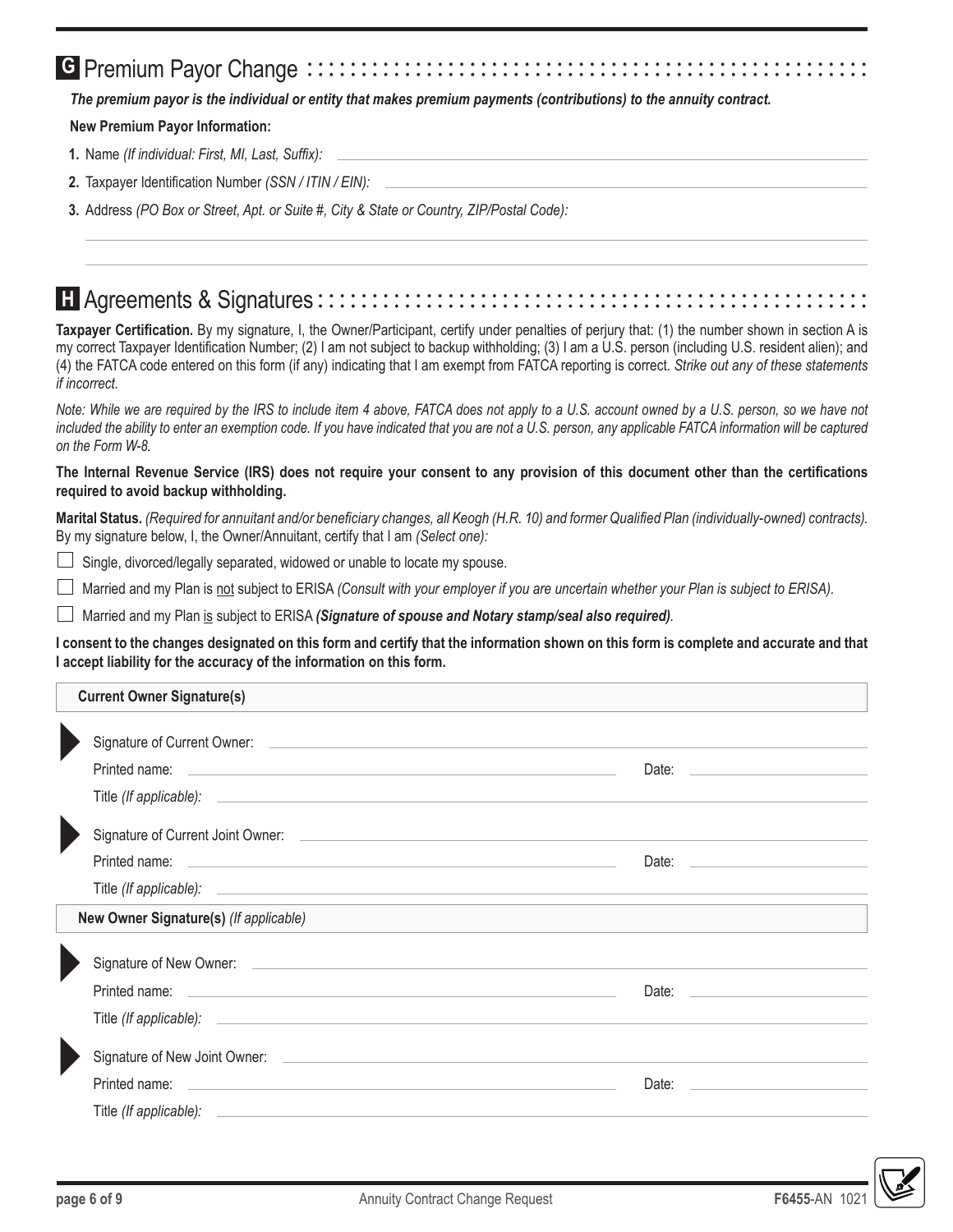## G Premium Payor Change

***The premium payor is the individual or entity that makes premium payments (contributions) to the annuity contract.***

**New Premium Payor Information:**

1. Name *(If individual: First, MI, Last, Suffix):* ______________________
2. Taxpayer Identification Number *(SSN / ITIN / EIN):* ______________________
3. Address *(PO Box or Street, Apt. or Suite #, City & State or Country, ZIP/Postal Code):*

______________________

______________________

## H Agreements & Signatures

**Taxpayer Certification.** By my signature, I, the Owner/Participant, certify under penalties of perjury that: (1) the number shown in section A is my correct Taxpayer Identification Number; (2) I am not subject to backup withholding; (3) I am a U.S. person (including U.S. resident alien); and (4) the FATCA code entered on this form (if any) indicating that I am exempt from FATCA reporting is correct. *Strike out any of these statements if incorrect.*

*Note: While we are required by the IRS to include item 4 above, FATCA does not apply to a U.S. account owned by a U.S. person, so we have not included the ability to enter an exemption code. If you have indicated that you are not a U.S. person, any applicable FATCA information will be captured on the Form W-8.*

**The Internal Revenue Service (IRS) does not require your consent to any provision of this document other than the certifications required to avoid backup withholding.**

**Marital Status.** *(Required for annuitant and/or beneficiary changes, all Keogh (H.R. 10) and former Qualified Plan (individually-owned) contracts).* By my signature below, I, the Owner/Annuitant, certify that I am *(Select one):*

- ☐ Single, divorced/legally separated, widowed or unable to locate my spouse.
- ☐ Married and my Plan is not subject to ERISA *(Consult with your employer if you are uncertain whether your Plan is subject to ERISA).*
- ☐ Married and my Plan is subject to ERISA ***(Signature of spouse and Notary stamp/seal also required).***

**I consent to the changes designated on this form and certify that the information shown on this form is complete and accurate and that I accept liability for the accuracy of the information on this form.**

**Current Owner Signature(s)**

Signature of Current Owner: ______________________

Printed name: ______________________ Date: ____________

Title *(If applicable):* ______________________

Signature of Current Joint Owner: ______________________

Printed name: ______________________ Date: ____________

Title *(If applicable):* ______________________

**New Owner Signature(s)** *(If applicable)*

Signature of New Owner: ______________________

Printed name: ______________________ Date: ____________

Title *(If applicable):* ______________________

Signature of New Joint Owner: ______________________

Printed name: ______________________ Date: ____________

Title *(If applicable):* ______________________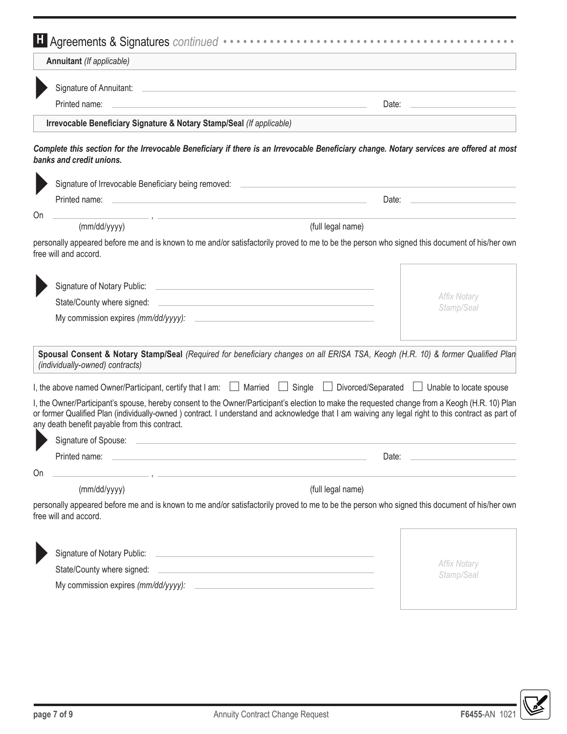## H Agreements & Signatures *continued*

**Annuitant** *(If applicable)*

Signature of Annuitant: ______________________________

Printed name: ______________________________ Date: ______________

**Irrevocable Beneficiary Signature & Notary Stamp/Seal** *(If applicable)*

***Complete this section for the Irrevocable Beneficiary if there is an Irrevocable Beneficiary change. Notary services are offered at most banks and credit unions.***

Signature of Irrevocable Beneficiary being removed: ______________________________

Printed name: ______________________________ Date: ______________

On ______________ (mm/dd/yyyy), ______________________________ (full legal name)

personally appeared before me and is known to me and/or satisfactorily proved to me to be the person who signed this document of his/her own free will and accord.

Signature of Notary Public: ______________________________

State/County where signed: ______________________________

My commission expires *(mm/dd/yyyy):* ______________________________

*Affix Notary Stamp/Seal*

**Spousal Consent & Notary Stamp/Seal** *(Required for beneficiary changes on all ERISA TSA, Keogh (H.R. 10) & former Qualified Plan (individually-owned) contracts)*

I, the above named Owner/Participant, certify that I am: ☐ Married ☐ Single ☐ Divorced/Separated ☐ Unable to locate spouse

I, the Owner/Participant's spouse, hereby consent to the Owner/Participant's election to make the requested change from a Keogh (H.R. 10) Plan or former Qualified Plan (individually-owned ) contract. I understand and acknowledge that I am waiving any legal right to this contract as part of any death benefit payable from this contract.

Signature of Spouse: ______________________________

Printed name: ______________________________ Date: ______________

On ______________ (mm/dd/yyyy), ______________________________ (full legal name)

personally appeared before me and is known to me and/or satisfactorily proved to me to be the person who signed this document of his/her own free will and accord.

Signature of Notary Public: ______________________________

State/County where signed: ______________________________

My commission expires *(mm/dd/yyyy):* ______________________________

*Affix Notary Stamp/Seal*

Annuity Contract Change Request

**F6455**-AN 1021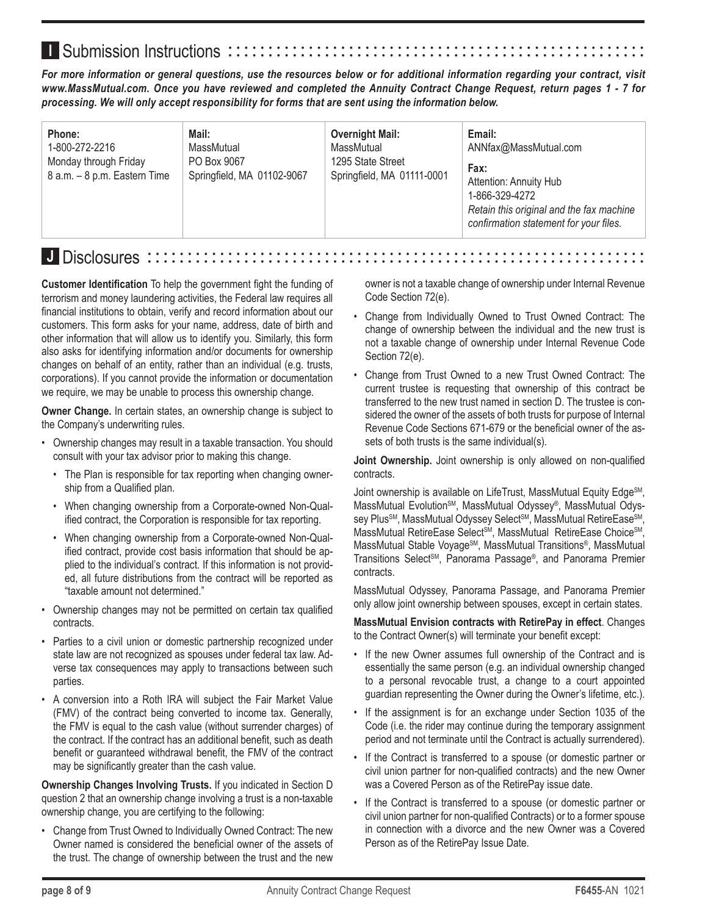## I Submission Instructions

***For more information or general questions, use the resources below or for additional information regarding your contract, visit www.MassMutual.com. Once you have reviewed and completed the Annuity Contract Change Request, return pages 1 - 7 for processing. We will only accept responsibility for forms that are sent using the information below.***

| **Phone:** | **Mail:** | **Overnight Mail:** | **Email:** |
|---|---|---|---|
| 1-800-272-2216<br>Monday through Friday<br>8 a.m. – 8 p.m. Eastern Time | MassMutual<br>PO Box 9067<br>Springfield, MA 01102-9067 | MassMutual<br>1295 State Street<br>Springfield, MA 01111-0001 | ANNfax@MassMutual.com<br><br>**Fax:**<br>Attention: Annuity Hub<br>1-866-329-4272<br>*Retain this original and the fax machine confirmation statement for your files.* |

## J Disclosures

**Customer Identification** To help the government fight the funding of terrorism and money laundering activities, the Federal law requires all financial institutions to obtain, verify and record information about our customers. This form asks for your name, address, date of birth and other information that will allow us to identify you. Similarly, this form also asks for identifying information and/or documents for ownership changes on behalf of an entity, rather than an individual (e.g. trusts, corporations). If you cannot provide the information or documentation we require, we may be unable to process this ownership change.

**Owner Change.** In certain states, an ownership change is subject to the Company's underwriting rules.

- Ownership changes may result in a taxable transaction. You should consult with your tax advisor prior to making this change.
  - The Plan is responsible for tax reporting when changing ownership from a Qualified plan.
  - When changing ownership from a Corporate-owned Non-Qualified contract, the Corporation is responsible for tax reporting.
  - When changing ownership from a Corporate-owned Non-Qualified contract, provide cost basis information that should be applied to the individual's contract. If this information is not provided, all future distributions from the contract will be reported as "taxable amount not determined."
- Ownership changes may not be permitted on certain tax qualified contracts.
- Parties to a civil union or domestic partnership recognized under state law are not recognized as spouses under federal tax law. Adverse tax consequences may apply to transactions between such parties.
- A conversion into a Roth IRA will subject the Fair Market Value (FMV) of the contract being converted to income tax. Generally, the FMV is equal to the cash value (without surrender charges) of the contract. If the contract has an additional benefit, such as death benefit or guaranteed withdrawal benefit, the FMV of the contract may be significantly greater than the cash value.

**Ownership Changes Involving Trusts.** If you indicated in Section D question 2 that an ownership change involving a trust is a non-taxable ownership change, you are certifying to the following:

- Change from Trust Owned to Individually Owned Contract: The new Owner named is considered the beneficial owner of the assets of the trust. The change of ownership between the trust and the new owner is not a taxable change of ownership under Internal Revenue Code Section 72(e).
- Change from Individually Owned to Trust Owned Contract: The change of ownership between the individual and the new trust is not a taxable change of ownership under Internal Revenue Code Section 72(e).
- Change from Trust Owned to a new Trust Owned Contract: The current trustee is requesting that ownership of this contract be transferred to the new trust named in section D. The trustee is considered the owner of the assets of both trusts for purpose of Internal Revenue Code Sections 671-679 or the beneficial owner of the assets of both trusts is the same individual(s).

**Joint Ownership.** Joint ownership is only allowed on non-qualified contracts.

Joint ownership is available on LifeTrust, MassMutual Equity Edge℠, MassMutual Evolution℠, MassMutual Odyssey®, MassMutual Odyssey Plus℠, MassMutual Odyssey Select℠, MassMutual RetireEase℠, MassMutual RetireEase Select℠, MassMutual RetireEase Choice℠, MassMutual Stable Voyage℠, MassMutual Transitions®, MassMutual Transitions Select℠, Panorama Passage®, and Panorama Premier contracts.

MassMutual Odyssey, Panorama Passage, and Panorama Premier only allow joint ownership between spouses, except in certain states.

**MassMutual Envision contracts with RetirePay in effect**. Changes to the Contract Owner(s) will terminate your benefit except:

- If the new Owner assumes full ownership of the Contract and is essentially the same person (e.g. an individual ownership changed to a personal revocable trust, a change to a court appointed guardian representing the Owner during the Owner's lifetime, etc.).
- If the assignment is for an exchange under Section 1035 of the Code (i.e. the rider may continue during the temporary assignment period and not terminate until the Contract is actually surrendered).
- If the Contract is transferred to a spouse (or domestic partner or civil union partner for non-qualified contracts) and the new Owner was a Covered Person as of the RetirePay issue date.
- If the Contract is transferred to a spouse (or domestic partner or civil union partner for non-qualified Contracts) or to a former spouse in connection with a divorce and the new Owner was a Covered Person as of the RetirePay Issue Date.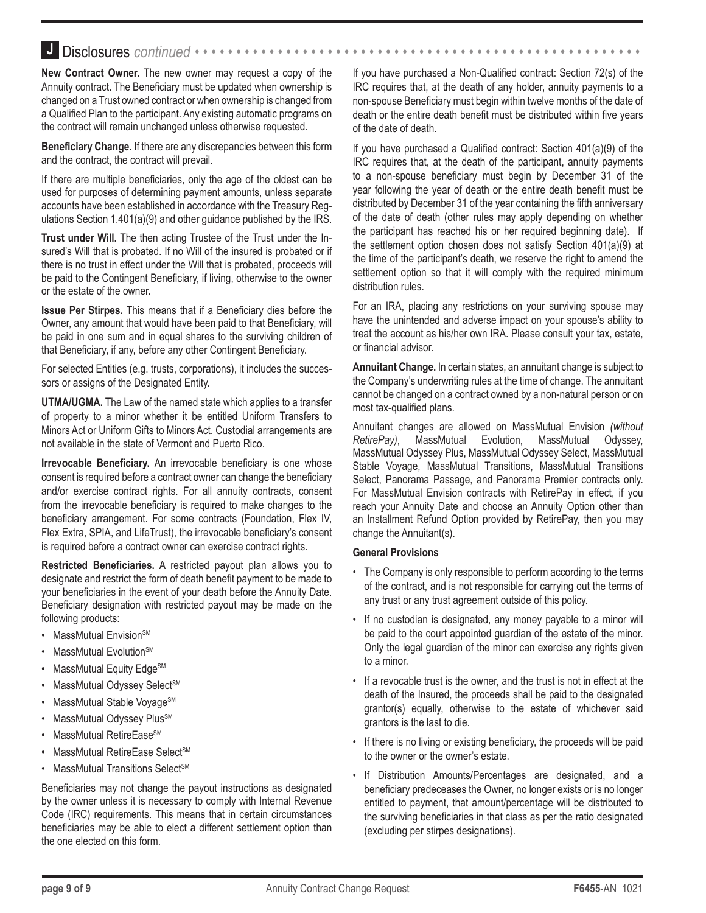## J Disclosures *continued*

**New Contract Owner.** The new owner may request a copy of the Annuity contract. The Beneficiary must be updated when ownership is changed on a Trust owned contract or when ownership is changed from a Qualified Plan to the participant. Any existing automatic programs on the contract will remain unchanged unless otherwise requested.

**Beneficiary Change.** If there are any discrepancies between this form and the contract, the contract will prevail.

If there are multiple beneficiaries, only the age of the oldest can be used for purposes of determining payment amounts, unless separate accounts have been established in accordance with the Treasury Regulations Section 1.401(a)(9) and other guidance published by the IRS.

**Trust under Will.** The then acting Trustee of the Trust under the Insured's Will that is probated. If no Will of the insured is probated or if there is no trust in effect under the Will that is probated, proceeds will be paid to the Contingent Beneficiary, if living, otherwise to the owner or the estate of the owner.

**Issue Per Stirpes.** This means that if a Beneficiary dies before the Owner, any amount that would have been paid to that Beneficiary, will be paid in one sum and in equal shares to the surviving children of that Beneficiary, if any, before any other Contingent Beneficiary.

For selected Entities (e.g. trusts, corporations), it includes the successors or assigns of the Designated Entity.

**UTMA/UGMA.** The Law of the named state which applies to a transfer of property to a minor whether it be entitled Uniform Transfers to Minors Act or Uniform Gifts to Minors Act. Custodial arrangements are not available in the state of Vermont and Puerto Rico.

**Irrevocable Beneficiary.** An irrevocable beneficiary is one whose consent is required before a contract owner can change the beneficiary and/or exercise contract rights. For all annuity contracts, consent from the irrevocable beneficiary is required to make changes to the beneficiary arrangement. For some contracts (Foundation, Flex IV, Flex Extra, SPIA, and LifeTrust), the irrevocable beneficiary's consent is required before a contract owner can exercise contract rights.

**Restricted Beneficiaries.** A restricted payout plan allows you to designate and restrict the form of death benefit payment to be made to your beneficiaries in the event of your death before the Annuity Date. Beneficiary designation with restricted payout may be made on the following products:

- MassMutual Envision℠
- MassMutual Evolution℠
- MassMutual Equity Edge℠
- MassMutual Odyssey Select℠
- MassMutual Stable Voyage℠
- MassMutual Odyssey Plus℠
- MassMutual RetireEase℠
- MassMutual RetireEase Select℠
- MassMutual Transitions Select℠

Beneficiaries may not change the payout instructions as designated by the owner unless it is necessary to comply with Internal Revenue Code (IRC) requirements. This means that in certain circumstances beneficiaries may be able to elect a different settlement option than the one elected on this form.

If you have purchased a Non-Qualified contract: Section 72(s) of the IRC requires that, at the death of any holder, annuity payments to a non-spouse Beneficiary must begin within twelve months of the date of death or the entire death benefit must be distributed within five years of the date of death.

If you have purchased a Qualified contract: Section 401(a)(9) of the IRC requires that, at the death of the participant, annuity payments to a non-spouse beneficiary must begin by December 31 of the year following the year of death or the entire death benefit must be distributed by December 31 of the year containing the fifth anniversary of the date of death (other rules may apply depending on whether the participant has reached his or her required beginning date). If the settlement option chosen does not satisfy Section 401(a)(9) at the time of the participant's death, we reserve the right to amend the settlement option so that it will comply with the required minimum distribution rules.

For an IRA, placing any restrictions on your surviving spouse may have the unintended and adverse impact on your spouse's ability to treat the account as his/her own IRA. Please consult your tax, estate, or financial advisor.

**Annuitant Change.** In certain states, an annuitant change is subject to the Company's underwriting rules at the time of change. The annuitant cannot be changed on a contract owned by a non-natural person or on most tax-qualified plans.

Annuitant changes are allowed on MassMutual Envision *(without RetirePay)*, MassMutual Evolution, MassMutual Odyssey, MassMutual Odyssey Plus, MassMutual Odyssey Select, MassMutual Stable Voyage, MassMutual Transitions, MassMutual Transitions Select, Panorama Passage, and Panorama Premier contracts only. For MassMutual Envision contracts with RetirePay in effect, if you reach your Annuity Date and choose an Annuity Option other than an Installment Refund Option provided by RetirePay, then you may change the Annuitant(s).

**General Provisions**

- The Company is only responsible to perform according to the terms of the contract, and is not responsible for carrying out the terms of any trust or any trust agreement outside of this policy.
- If no custodian is designated, any money payable to a minor will be paid to the court appointed guardian of the estate of the minor. Only the legal guardian of the minor can exercise any rights given to a minor.
- If a revocable trust is the owner, and the trust is not in effect at the death of the Insured, the proceeds shall be paid to the designated grantor(s) equally, otherwise to the estate of whichever said grantors is the last to die.
- If there is no living or existing beneficiary, the proceeds will be paid to the owner or the owner's estate.
- If Distribution Amounts/Percentages are designated, and a beneficiary predeceases the Owner, no longer exists or is no longer entitled to payment, that amount/percentage will be distributed to the surviving beneficiaries in that class as per the ratio designated (excluding per stirpes designations).